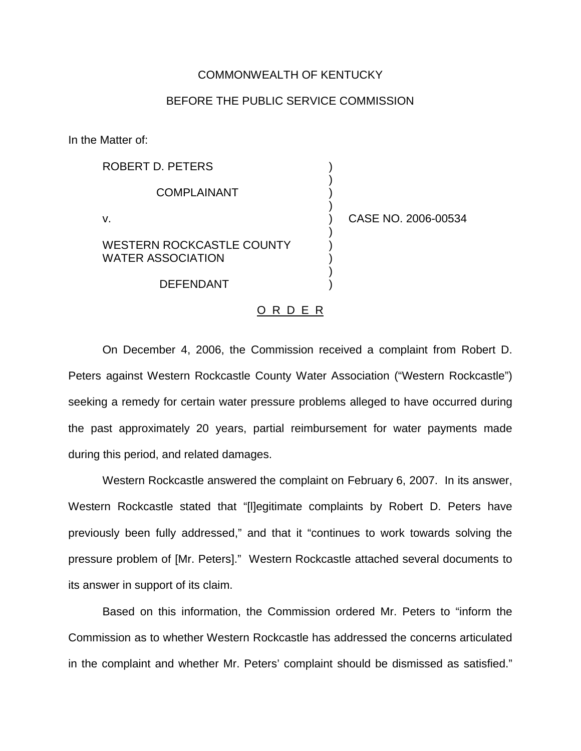COMMONWEALTH OF KENTUCKY

BEFORE THE PUBLIC SERVICE COMMISSION

In the Matter of:

ROBERT D. PETERS

COMPLAINANT

v.

WESTERN ROCKCASTLE COUNTY WATER ASSOCIATION

DEFENDANT

CASE NO. 2006-00534

O R D E R

On December 4, 2006, the Commission received a complaint from Robert D. Peters against Western Rockcastle County Water Association ("Western Rockcastle") seeking a remedy for certain water pressure problems alleged to have occurred during the past approximately 20 years, partial reimbursement for water payments made during this period, and related damages.

Western Rockcastle answered the complaint on February 6, 2007. In its answer, Western Rockcastle stated that "[l]egitimate complaints by Robert D. Peters have previously been fully addressed," and that it "continues to work towards solving the pressure problem of [Mr. Peters]." Western Rockcastle attached several documents to its answer in support of its claim.

Based on this information, the Commission ordered Mr. Peters to "inform the Commission as to whether Western Rockcastle has addressed the concerns articulated in the complaint and whether Mr. Peters' complaint should be dismissed as satisfied."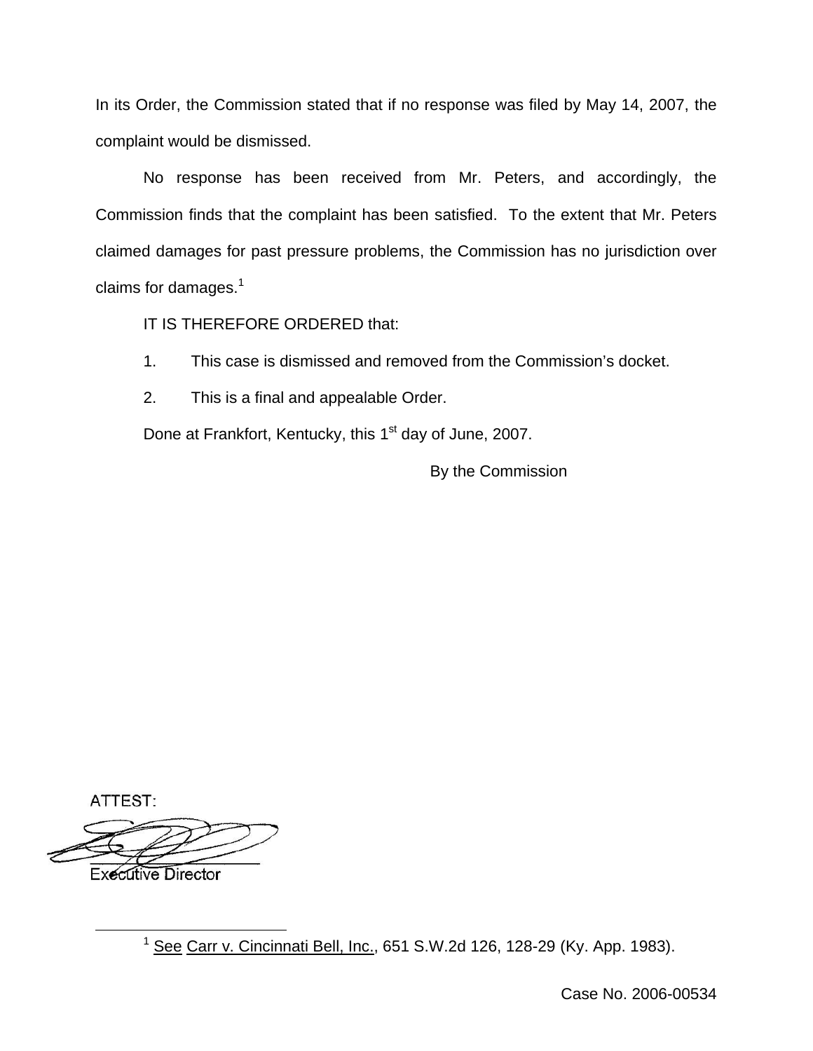In its Order, the Commission stated that if no response was filed by May 14, 2007, the complaint would be dismissed.

No response has been received from Mr. Peters, and accordingly, the Commission finds that the complaint has been satisfied. To the extent that Mr. Peters claimed damages for past pressure problems, the Commission has no jurisdiction over claims for damages.[1]

IT IS THEREFORE ORDERED that:

1. This case is dismissed and removed from the Commission's docket.
2. This is a final and appealable Order.

Done at Frankfort, Kentucky, this 1st day of June, 2007.

By the Commission

ATTEST:

Executive Director

---

[1] See Carr v. Cincinnati Bell, Inc., 651 S.W.2d 126, 128-29 (Ky. App. 1983).

Case No. 2006-00534